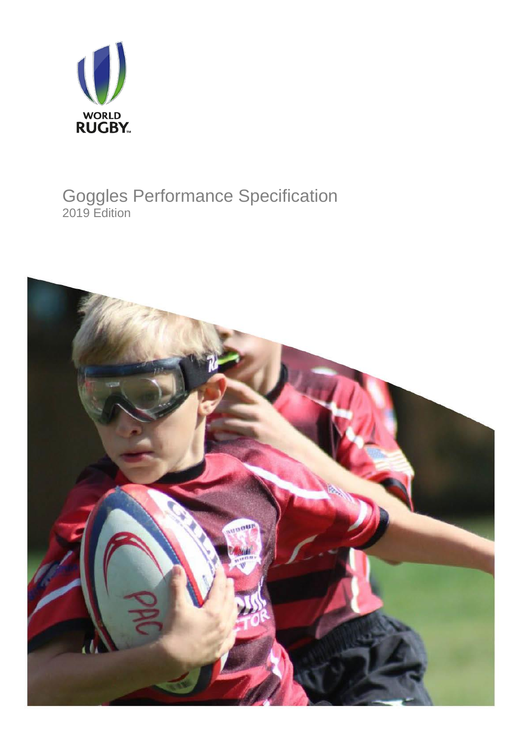WORLD RUGBY

# Goggles Performance Specification

2019 Edition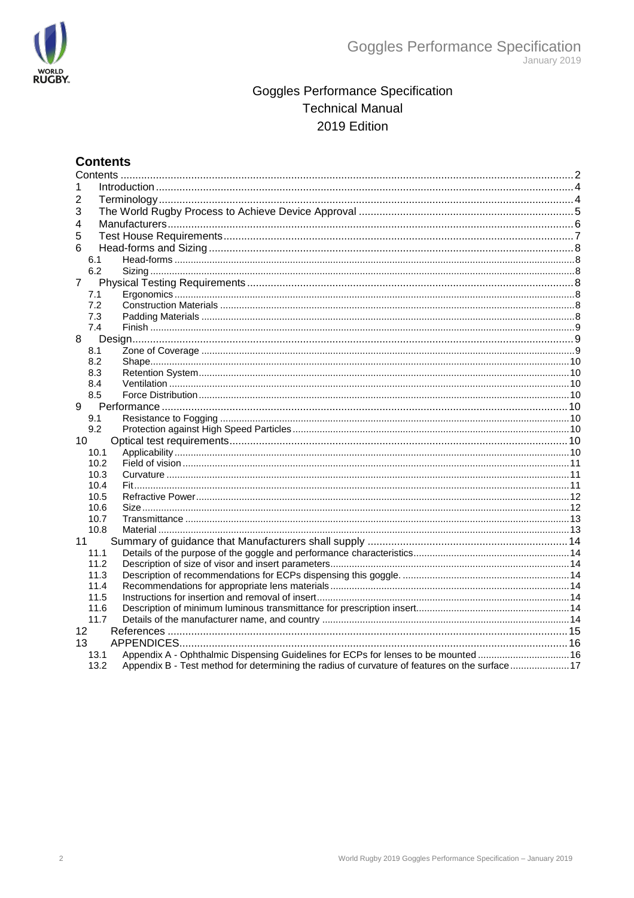# Goggles Performance Specification

# Technical Manual

# 2019 Edition

## Contents

Contents ........ 2
1 Introduction ........ 4
2 Terminology ........ 4
3 The World Rugby Process to Achieve Device Approval ........ 5
4 Manufacturers ........ 6
5 Test House Requirements ........ 7
6 Head-forms and Sizing ........ 8
 6.1 Head-forms ........ 8
 6.2 Sizing ........ 8
7 Physical Testing Requirements ........ 8
 7.1 Ergonomics ........ 8
 7.2 Construction Materials ........ 8
 7.3 Padding Materials ........ 8
 7.4 Finish ........ 9
8 Design ........ 9
 8.1 Zone of Coverage ........ 9
 8.2 Shape ........ 10
 8.3 Retention System ........ 10
 8.4 Ventilation ........ 10
 8.5 Force Distribution ........ 10
9 Performance ........ 10
 9.1 Resistance to Fogging ........ 10
 9.2 Protection against High Speed Particles ........ 10
10 Optical test requirements ........ 10
 10.1 Applicability ........ 10
 10.2 Field of vision ........ 11
 10.3 Curvature ........ 11
 10.4 Fit ........ 11
 10.5 Refractive Power ........ 12
 10.6 Size ........ 12
 10.7 Transmittance ........ 13
 10.8 Material ........ 13
11 Summary of guidance that Manufacturers shall supply ........ 14
 11.1 Details of the purpose of the goggle and performance characteristics ........ 14
 11.2 Description of size of visor and insert parameters ........ 14
 11.3 Description of recommendations for ECPs dispensing this goggle. ........ 14
 11.4 Recommendations for appropriate lens materials ........ 14
 11.5 Instructions for insertion and removal of insert ........ 14
 11.6 Description of minimum luminous transmittance for prescription insert ........ 14
 11.7 Details of the manufacturer name, and country ........ 14
12 References ........ 15
13 APPENDICES ........ 16
 13.1 Appendix A - Ophthalmic Dispensing Guidelines for ECPs for lenses to be mounted ........ 16
 13.2 Appendix B - Test method for determining the radius of curvature of features on the surface ........ 17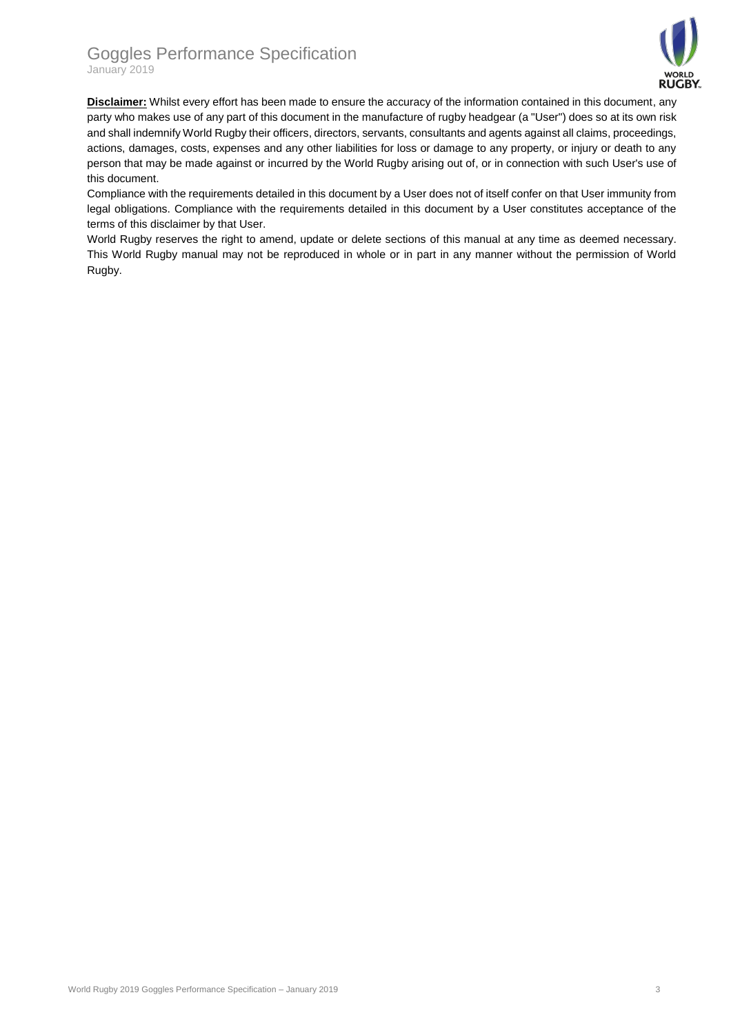**Disclaimer:** Whilst every effort has been made to ensure the accuracy of the information contained in this document, any party who makes use of any part of this document in the manufacture of rugby headgear (a "User") does so at its own risk and shall indemnify World Rugby their officers, directors, servants, consultants and agents against all claims, proceedings, actions, damages, costs, expenses and any other liabilities for loss or damage to any property, or injury or death to any person that may be made against or incurred by the World Rugby arising out of, or in connection with such User's use of this document.

Compliance with the requirements detailed in this document by a User does not of itself confer on that User immunity from legal obligations. Compliance with the requirements detailed in this document by a User constitutes acceptance of the terms of this disclaimer by that User.

World Rugby reserves the right to amend, update or delete sections of this manual at any time as deemed necessary. This World Rugby manual may not be reproduced in whole or in part in any manner without the permission of World Rugby.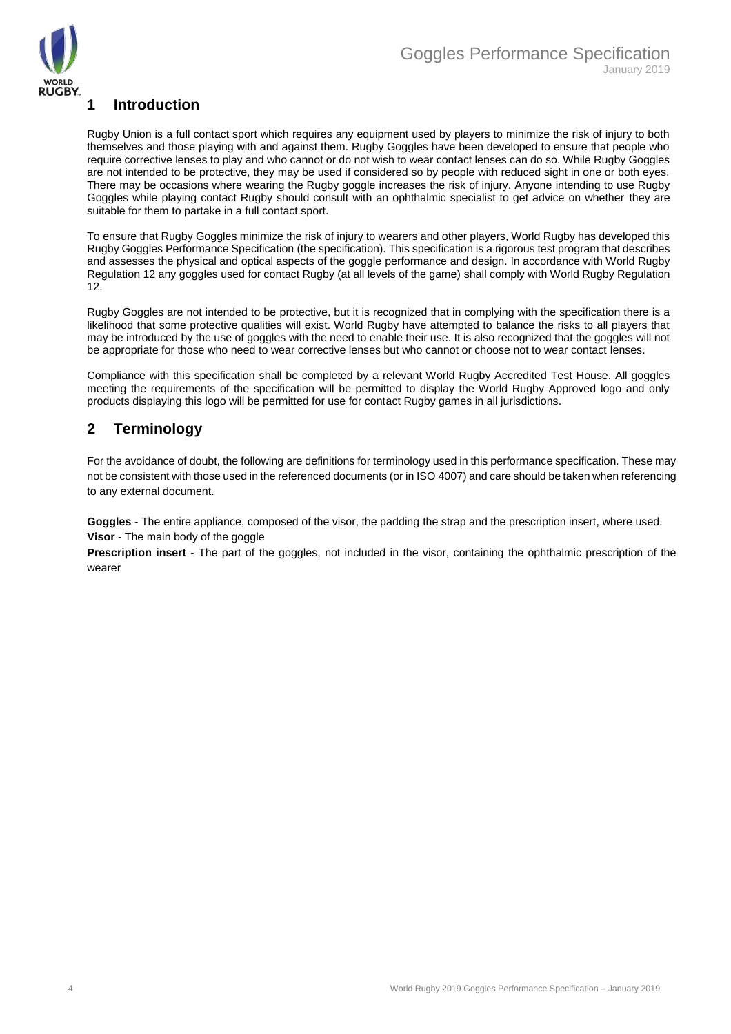## 1 Introduction

Rugby Union is a full contact sport which requires any equipment used by players to minimize the risk of injury to both themselves and those playing with and against them. Rugby Goggles have been developed to ensure that people who require corrective lenses to play and who cannot or do not wish to wear contact lenses can do so. While Rugby Goggles are not intended to be protective, they may be used if considered so by people with reduced sight in one or both eyes. There may be occasions where wearing the Rugby goggle increases the risk of injury. Anyone intending to use Rugby Goggles while playing contact Rugby should consult with an ophthalmic specialist to get advice on whether they are suitable for them to partake in a full contact sport.

To ensure that Rugby Goggles minimize the risk of injury to wearers and other players, World Rugby has developed this Rugby Goggles Performance Specification (the specification). This specification is a rigorous test program that describes and assesses the physical and optical aspects of the goggle performance and design. In accordance with World Rugby Regulation 12 any goggles used for contact Rugby (at all levels of the game) shall comply with World Rugby Regulation 12.

Rugby Goggles are not intended to be protective, but it is recognized that in complying with the specification there is a likelihood that some protective qualities will exist. World Rugby have attempted to balance the risks to all players that may be introduced by the use of goggles with the need to enable their use. It is also recognized that the goggles will not be appropriate for those who need to wear corrective lenses but who cannot or choose not to wear contact lenses.

Compliance with this specification shall be completed by a relevant World Rugby Accredited Test House. All goggles meeting the requirements of the specification will be permitted to display the World Rugby Approved logo and only products displaying this logo will be permitted for use for contact Rugby games in all jurisdictions.

## 2 Terminology

For the avoidance of doubt, the following are definitions for terminology used in this performance specification. These may not be consistent with those used in the referenced documents (or in ISO 4007) and care should be taken when referencing to any external document.

**Goggles** - The entire appliance, composed of the visor, the padding the strap and the prescription insert, where used.

**Visor** - The main body of the goggle

**Prescription insert** - The part of the goggles, not included in the visor, containing the ophthalmic prescription of the wearer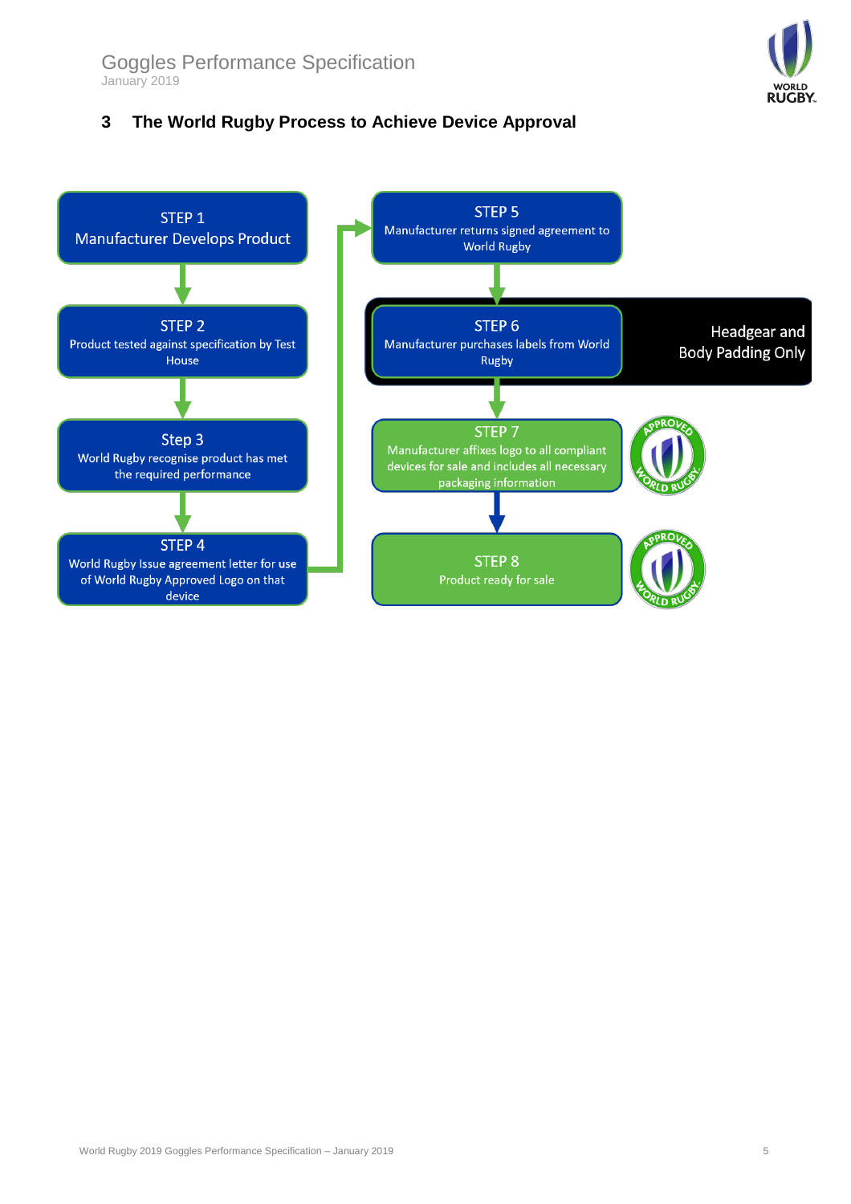## 3 The World Rugby Process to Achieve Device Approval

STEP 1
Manufacturer Develops Product

STEP 2
Product tested against specification by Test House

Step 3
World Rugby recognise product has met the required performance

STEP 4
World Rugby Issue agreement letter for use of World Rugby Approved Logo on that device

STEP 5
Manufacturer returns signed agreement to World Rugby

STEP 6
Manufacturer purchases labels from World Rugby

Headgear and Body Padding Only

STEP 7
Manufacturer affixes logo to all compliant devices for sale and includes all necessary packaging information

STEP 8
Product ready for sale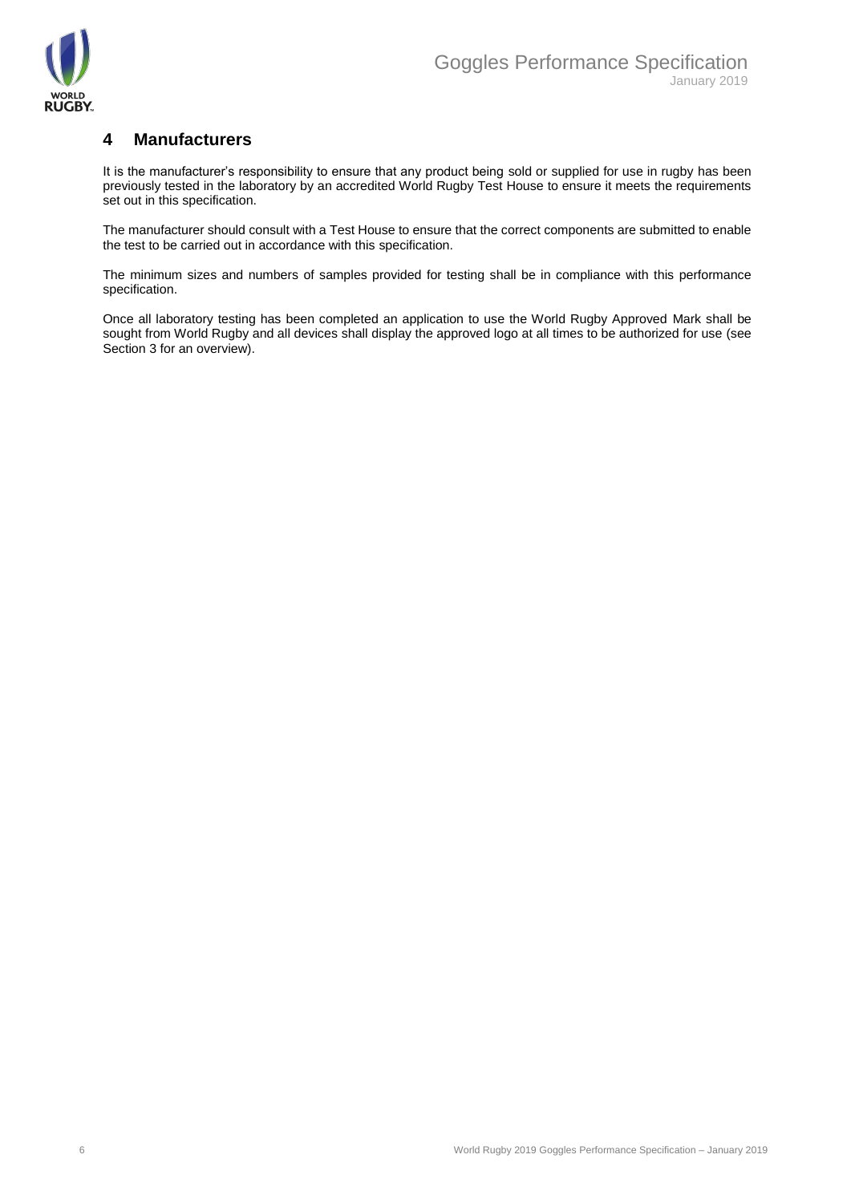## 4 Manufacturers

It is the manufacturer's responsibility to ensure that any product being sold or supplied for use in rugby has been previously tested in the laboratory by an accredited World Rugby Test House to ensure it meets the requirements set out in this specification.

The manufacturer should consult with a Test House to ensure that the correct components are submitted to enable the test to be carried out in accordance with this specification.

The minimum sizes and numbers of samples provided for testing shall be in compliance with this performance specification.

Once all laboratory testing has been completed an application to use the World Rugby Approved Mark shall be sought from World Rugby and all devices shall display the approved logo at all times to be authorized for use (see Section 3 for an overview).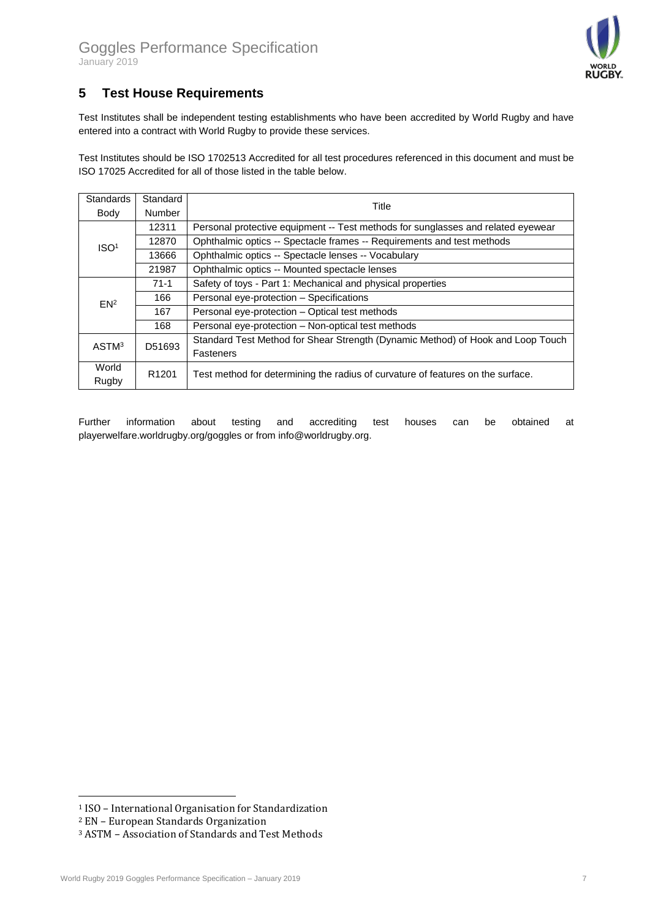## 5 Test House Requirements

Test Institutes shall be independent testing establishments who have been accredited by World Rugby and have entered into a contract with World Rugby to provide these services.

Test Institutes should be ISO 1702513 Accredited for all test procedures referenced in this document and must be ISO 17025 Accredited for all of those listed in the table below.

| Standards Body | Standard Number | Title |
|---|---|---|
| ISO[1] | 12311 | Personal protective equipment -- Test methods for sunglasses and related eyewear |
| | 12870 | Ophthalmic optics -- Spectacle frames -- Requirements and test methods |
| | 13666 | Ophthalmic optics -- Spectacle lenses -- Vocabulary |
| | 21987 | Ophthalmic optics -- Mounted spectacle lenses |
| EN[2] | 71-1 | Safety of toys - Part 1: Mechanical and physical properties |
| | 166 | Personal eye-protection – Specifications |
| | 167 | Personal eye-protection – Optical test methods |
| | 168 | Personal eye-protection – Non-optical test methods |
| ASTM[3] | D51693 | Standard Test Method for Shear Strength (Dynamic Method) of Hook and Loop Touch Fasteners |
| World Rugby | R1201 | Test method for determining the radius of curvature of features on the surface. |

Further information about testing and accrediting test houses can be obtained at playerwelfare.worldrugby.org/goggles or from info@worldrugby.org.

---

[1] ISO – International Organisation for Standardization

[2] EN – European Standards Organization

[3] ASTM – Association of Standards and Test Methods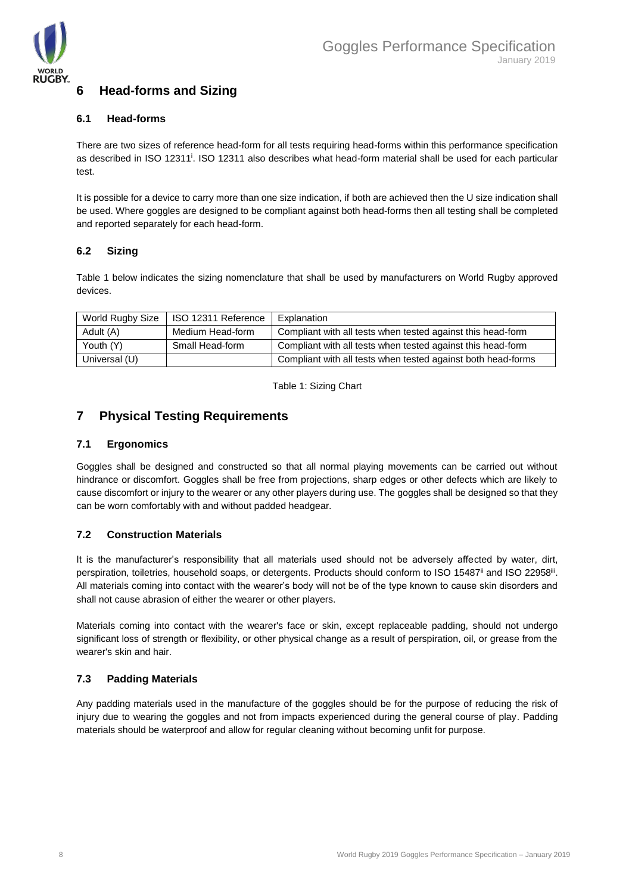## 6 Head-forms and Sizing

### 6.1 Head-forms

There are two sizes of reference head-form for all tests requiring head-forms within this performance specification as described in ISO 12311[i]. ISO 12311 also describes what head-form material shall be used for each particular test.

It is possible for a device to carry more than one size indication, if both are achieved then the U size indication shall be used. Where goggles are designed to be compliant against both head-forms then all testing shall be completed and reported separately for each head-form.

### 6.2 Sizing

Table 1 below indicates the sizing nomenclature that shall be used by manufacturers on World Rugby approved devices.

| World Rugby Size | ISO 12311 Reference | Explanation |
| --- | --- | --- |
| Adult (A) | Medium Head-form | Compliant with all tests when tested against this head-form |
| Youth (Y) | Small Head-form | Compliant with all tests when tested against this head-form |
| Universal (U) | | Compliant with all tests when tested against both head-forms |

Table 1: Sizing Chart

## 7 Physical Testing Requirements

### 7.1 Ergonomics

Goggles shall be designed and constructed so that all normal playing movements can be carried out without hindrance or discomfort. Goggles shall be free from projections, sharp edges or other defects which are likely to cause discomfort or injury to the wearer or any other players during use. The goggles shall be designed so that they can be worn comfortably with and without padded headgear.

### 7.2 Construction Materials

It is the manufacturer's responsibility that all materials used should not be adversely affected by water, dirt, perspiration, toiletries, household soaps, or detergents. Products should conform to ISO 15487[ii] and ISO 22958[iii]. All materials coming into contact with the wearer's body will not be of the type known to cause skin disorders and shall not cause abrasion of either the wearer or other players.

Materials coming into contact with the wearer's face or skin, except replaceable padding, should not undergo significant loss of strength or flexibility, or other physical change as a result of perspiration, oil, or grease from the wearer's skin and hair.

### 7.3 Padding Materials

Any padding materials used in the manufacture of the goggles should be for the purpose of reducing the risk of injury due to wearing the goggles and not from impacts experienced during the general course of play. Padding materials should be waterproof and allow for regular cleaning without becoming unfit for purpose.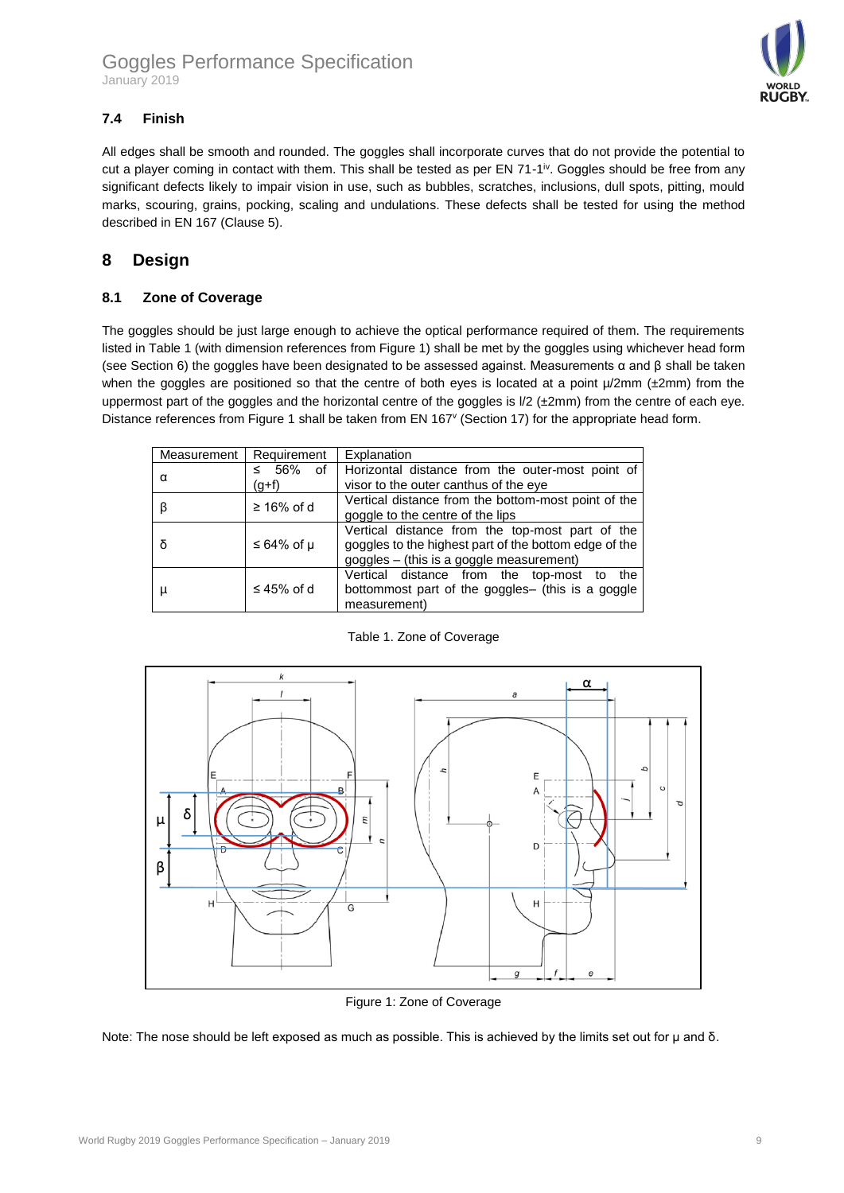### 7.4 Finish

All edges shall be smooth and rounded. The goggles shall incorporate curves that do not provide the potential to cut a player coming in contact with them. This shall be tested as per EN 71-1[iv]. Goggles should be free from any significant defects likely to impair vision in use, such as bubbles, scratches, inclusions, dull spots, pitting, mould marks, scouring, grains, pocking, scaling and undulations. These defects shall be tested for using the method described in EN 167 (Clause 5).

## 8 Design

### 8.1 Zone of Coverage

The goggles should be just large enough to achieve the optical performance required of them. The requirements listed in Table 1 (with dimension references from Figure 1) shall be met by the goggles using whichever head form (see Section 6) the goggles have been designated to be assessed against. Measurements α and β shall be taken when the goggles are positioned so that the centre of both eyes is located at a point μ/2mm (±2mm) from the uppermost part of the goggles and the horizontal centre of the goggles is l/2 (±2mm) from the centre of each eye. Distance references from Figure 1 shall be taken from EN 167[v] (Section 17) for the appropriate head form.

| Measurement | Requirement | Explanation |
|---|---|---|
| α | ≤ 56% of (g+f) | Horizontal distance from the outer-most point of visor to the outer canthus of the eye |
| β | ≥ 16% of d | Vertical distance from the bottom-most point of the goggle to the centre of the lips |
| δ | ≤ 64% of μ | Vertical distance from the top-most part of the goggles to the highest part of the bottom edge of the goggles – (this is a goggle measurement) |
| μ | ≤ 45% of d | Vertical distance from the top-most to the bottommost part of the goggles– (this is a goggle measurement) |

Table 1. Zone of Coverage

Figure 1: Zone of Coverage

Note: The nose should be left exposed as much as possible. This is achieved by the limits set out for μ and δ.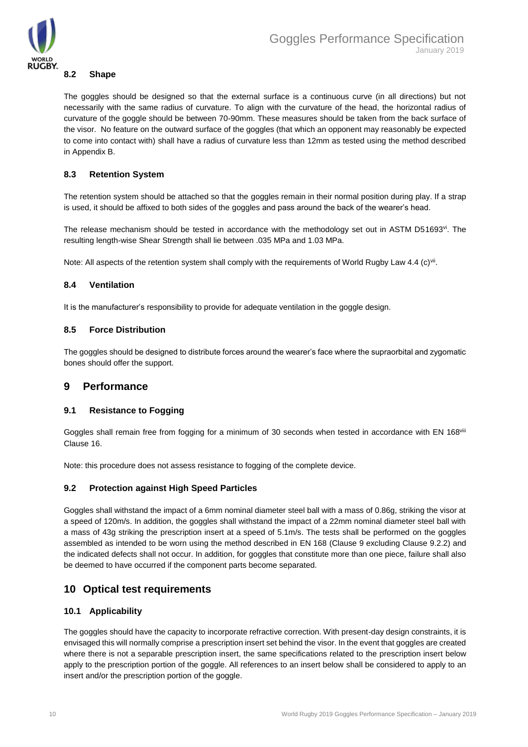### 8.2 Shape

The goggles should be designed so that the external surface is a continuous curve (in all directions) but not necessarily with the same radius of curvature. To align with the curvature of the head, the horizontal radius of curvature of the goggle should be between 70-90mm. These measures should be taken from the back surface of the visor. No feature on the outward surface of the goggles (that which an opponent may reasonably be expected to come into contact with) shall have a radius of curvature less than 12mm as tested using the method described in Appendix B.

### 8.3 Retention System

The retention system should be attached so that the goggles remain in their normal position during play. If a strap is used, it should be affixed to both sides of the goggles and pass around the back of the wearer's head.

The release mechanism should be tested in accordance with the methodology set out in ASTM D51693[vi]. The resulting length-wise Shear Strength shall lie between .035 MPa and 1.03 MPa.

Note: All aspects of the retention system shall comply with the requirements of World Rugby Law 4.4 (c)[vii].

### 8.4 Ventilation

It is the manufacturer's responsibility to provide for adequate ventilation in the goggle design.

### 8.5 Force Distribution

The goggles should be designed to distribute forces around the wearer's face where the supraorbital and zygomatic bones should offer the support.

## 9 Performance

### 9.1 Resistance to Fogging

Goggles shall remain free from fogging for a minimum of 30 seconds when tested in accordance with EN 168[viii] Clause 16.

Note: this procedure does not assess resistance to fogging of the complete device.

### 9.2 Protection against High Speed Particles

Goggles shall withstand the impact of a 6mm nominal diameter steel ball with a mass of 0.86g, striking the visor at a speed of 120m/s. In addition, the goggles shall withstand the impact of a 22mm nominal diameter steel ball with a mass of 43g striking the prescription insert at a speed of 5.1m/s. The tests shall be performed on the goggles assembled as intended to be worn using the method described in EN 168 (Clause 9 excluding Clause 9.2.2) and the indicated defects shall not occur. In addition, for goggles that constitute more than one piece, failure shall also be deemed to have occurred if the component parts become separated.

## 10 Optical test requirements

### 10.1 Applicability

The goggles should have the capacity to incorporate refractive correction. With present-day design constraints, it is envisaged this will normally comprise a prescription insert set behind the visor. In the event that goggles are created where there is not a separable prescription insert, the same specifications related to the prescription insert below apply to the prescription portion of the goggle. All references to an insert below shall be considered to apply to an insert and/or the prescription portion of the goggle.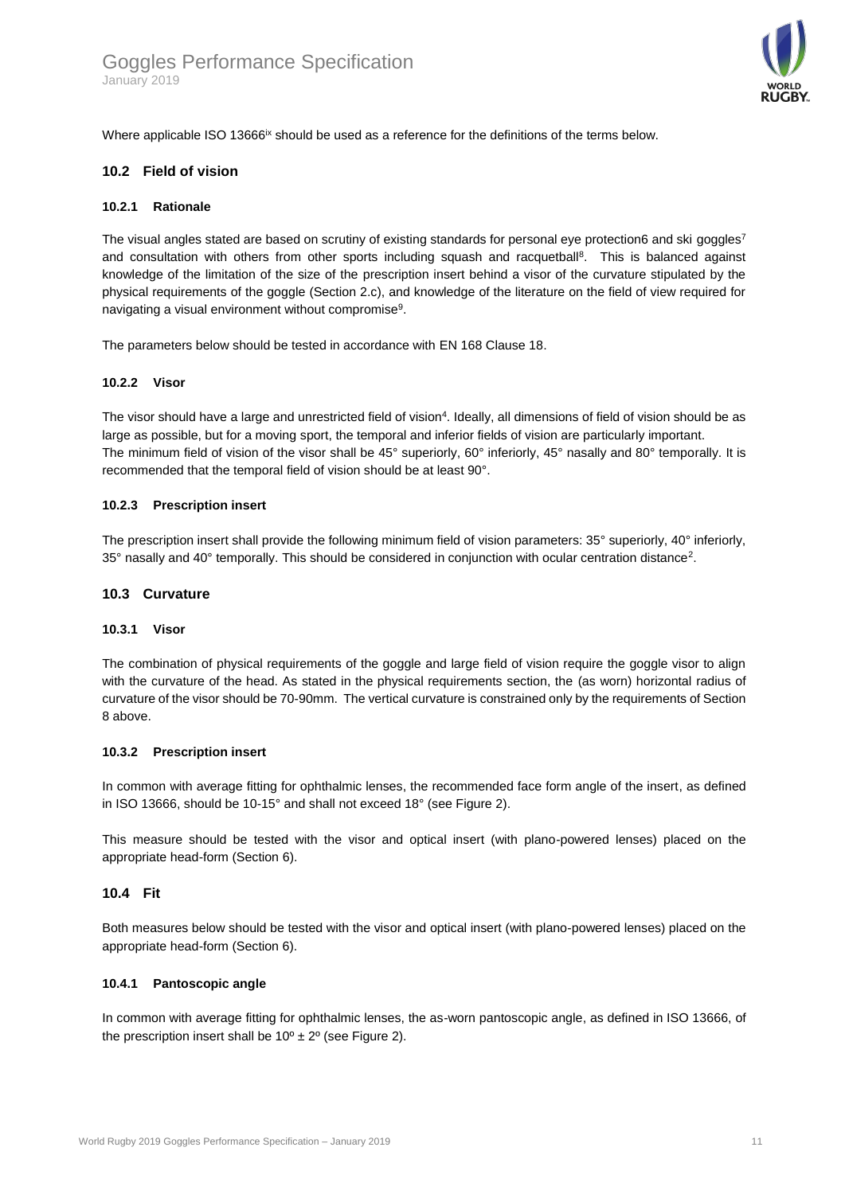Where applicable ISO 13666[ix] should be used as a reference for the definitions of the terms below.

## 10.2 Field of vision

### 10.2.1 Rationale

The visual angles stated are based on scrutiny of existing standards for personal eye protection6 and ski goggles[7] and consultation with others from other sports including squash and racquetball[8]. This is balanced against knowledge of the limitation of the size of the prescription insert behind a visor of the curvature stipulated by the physical requirements of the goggle (Section 2.c), and knowledge of the literature on the field of view required for navigating a visual environment without compromise[9].

The parameters below should be tested in accordance with EN 168 Clause 18.

### 10.2.2 Visor

The visor should have a large and unrestricted field of vision[4]. Ideally, all dimensions of field of vision should be as large as possible, but for a moving sport, the temporal and inferior fields of vision are particularly important. The minimum field of vision of the visor shall be 45° superiorly, 60° inferiorly, 45° nasally and 80° temporally. It is recommended that the temporal field of vision should be at least 90°.

### 10.2.3 Prescription insert

The prescription insert shall provide the following minimum field of vision parameters: 35° superiorly, 40° inferiorly, 35° nasally and 40° temporally. This should be considered in conjunction with ocular centration distance[2].

## 10.3 Curvature

### 10.3.1 Visor

The combination of physical requirements of the goggle and large field of vision require the goggle visor to align with the curvature of the head. As stated in the physical requirements section, the (as worn) horizontal radius of curvature of the visor should be 70-90mm. The vertical curvature is constrained only by the requirements of Section 8 above.

### 10.3.2 Prescription insert

In common with average fitting for ophthalmic lenses, the recommended face form angle of the insert, as defined in ISO 13666, should be 10-15° and shall not exceed 18° (see Figure 2).

This measure should be tested with the visor and optical insert (with plano-powered lenses) placed on the appropriate head-form (Section 6).

## 10.4 Fit

Both measures below should be tested with the visor and optical insert (with plano-powered lenses) placed on the appropriate head-form (Section 6).

### 10.4.1 Pantoscopic angle

In common with average fitting for ophthalmic lenses, the as-worn pantoscopic angle, as defined in ISO 13666, of the prescription insert shall be 10º ± 2º (see Figure 2).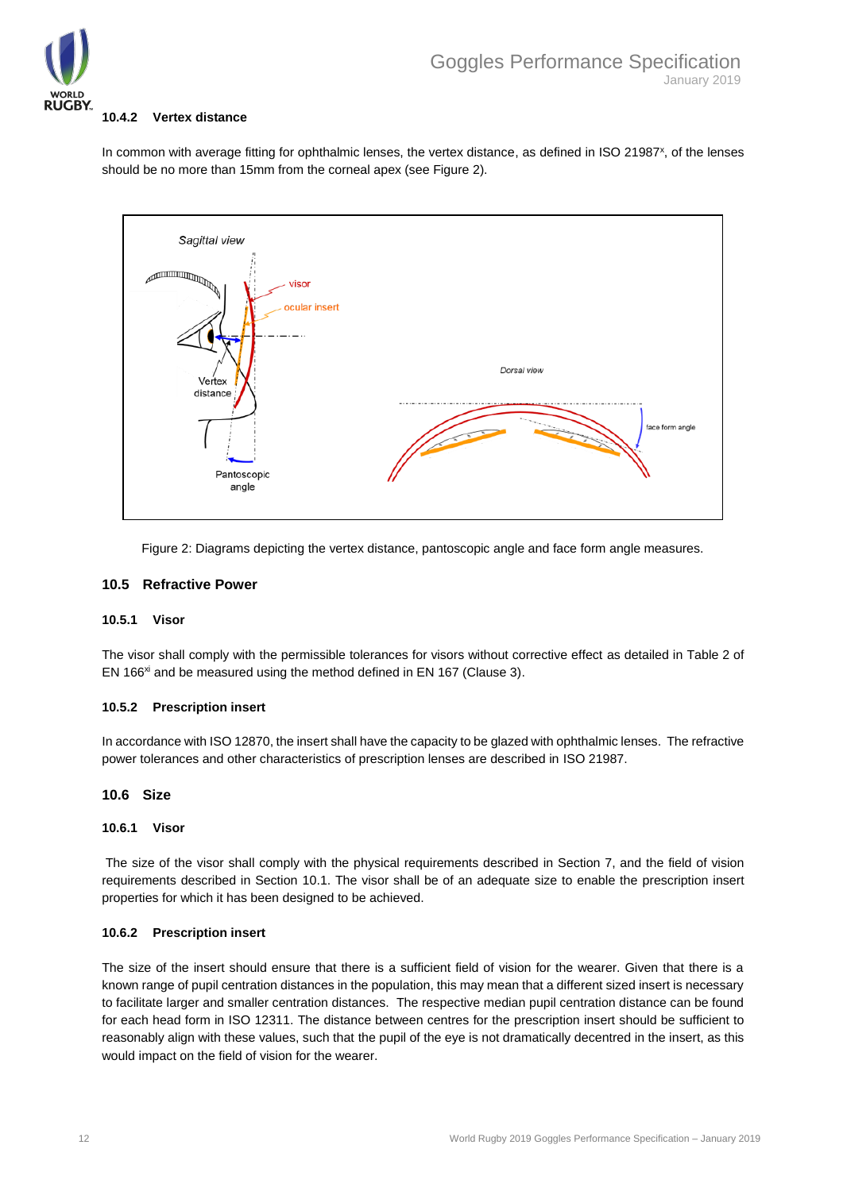#### 10.4.2 Vertex distance

In common with average fitting for ophthalmic lenses, the vertex distance, as defined in ISO 21987[x], of the lenses should be no more than 15mm from the corneal apex (see Figure 2).

Figure 2: Diagrams depicting the vertex distance, pantoscopic angle and face form angle measures.

### 10.5 Refractive Power

#### 10.5.1 Visor

The visor shall comply with the permissible tolerances for visors without corrective effect as detailed in Table 2 of EN 166[xi] and be measured using the method defined in EN 167 (Clause 3).

#### 10.5.2 Prescription insert

In accordance with ISO 12870, the insert shall have the capacity to be glazed with ophthalmic lenses. The refractive power tolerances and other characteristics of prescription lenses are described in ISO 21987.

### 10.6 Size

#### 10.6.1 Visor

The size of the visor shall comply with the physical requirements described in Section 7, and the field of vision requirements described in Section 10.1. The visor shall be of an adequate size to enable the prescription insert properties for which it has been designed to be achieved.

#### 10.6.2 Prescription insert

The size of the insert should ensure that there is a sufficient field of vision for the wearer. Given that there is a known range of pupil centration distances in the population, this may mean that a different sized insert is necessary to facilitate larger and smaller centration distances. The respective median pupil centration distance can be found for each head form in ISO 12311. The distance between centres for the prescription insert should be sufficient to reasonably align with these values, such that the pupil of the eye is not dramatically decentred in the insert, as this would impact on the field of vision for the wearer.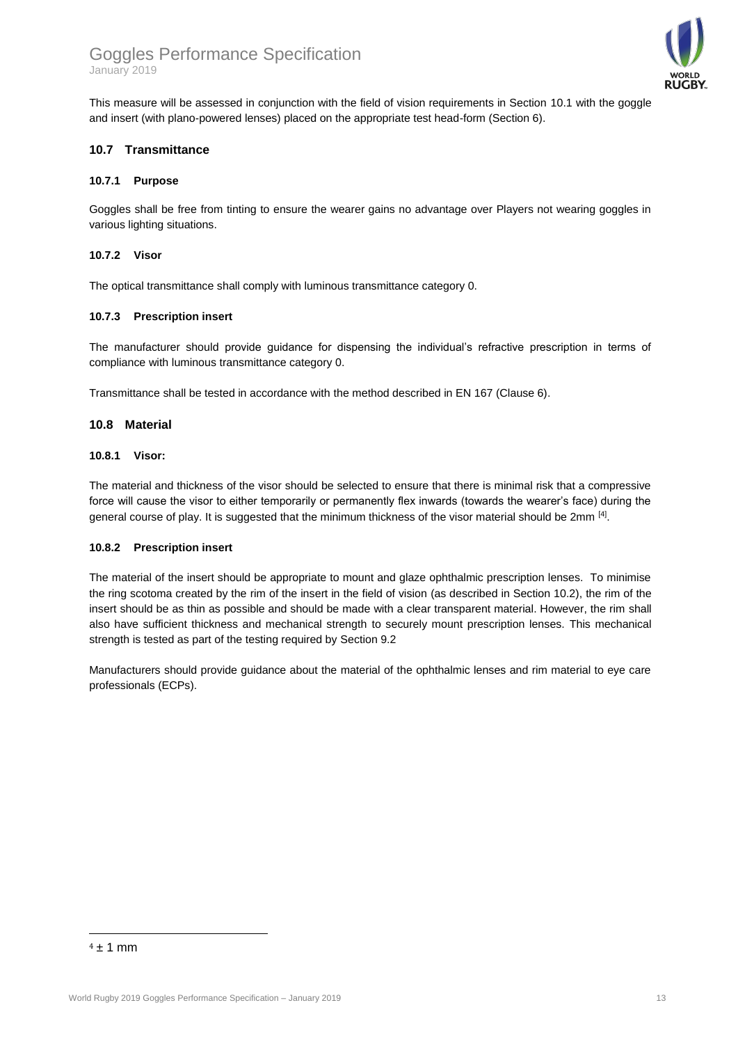This measure will be assessed in conjunction with the field of vision requirements in Section 10.1 with the goggle and insert (with plano-powered lenses) placed on the appropriate test head-form (Section 6).

## 10.7 Transmittance

### 10.7.1 Purpose

Goggles shall be free from tinting to ensure the wearer gains no advantage over Players not wearing goggles in various lighting situations.

### 10.7.2 Visor

The optical transmittance shall comply with luminous transmittance category 0.

### 10.7.3 Prescription insert

The manufacturer should provide guidance for dispensing the individual's refractive prescription in terms of compliance with luminous transmittance category 0.

Transmittance shall be tested in accordance with the method described in EN 167 (Clause 6).

## 10.8 Material

### 10.8.1 Visor:

The material and thickness of the visor should be selected to ensure that there is minimal risk that a compressive force will cause the visor to either temporarily or permanently flex inwards (towards the wearer's face) during the general course of play. It is suggested that the minimum thickness of the visor material should be 2mm [4].

### 10.8.2 Prescription insert

The material of the insert should be appropriate to mount and glaze ophthalmic prescription lenses. To minimise the ring scotoma created by the rim of the insert in the field of vision (as described in Section 10.2), the rim of the insert should be as thin as possible and should be made with a clear transparent material. However, the rim shall also have sufficient thickness and mechanical strength to securely mount prescription lenses. This mechanical strength is tested as part of the testing required by Section 9.2

Manufacturers should provide guidance about the material of the ophthalmic lenses and rim material to eye care professionals (ECPs).

---

[4] ± 1 mm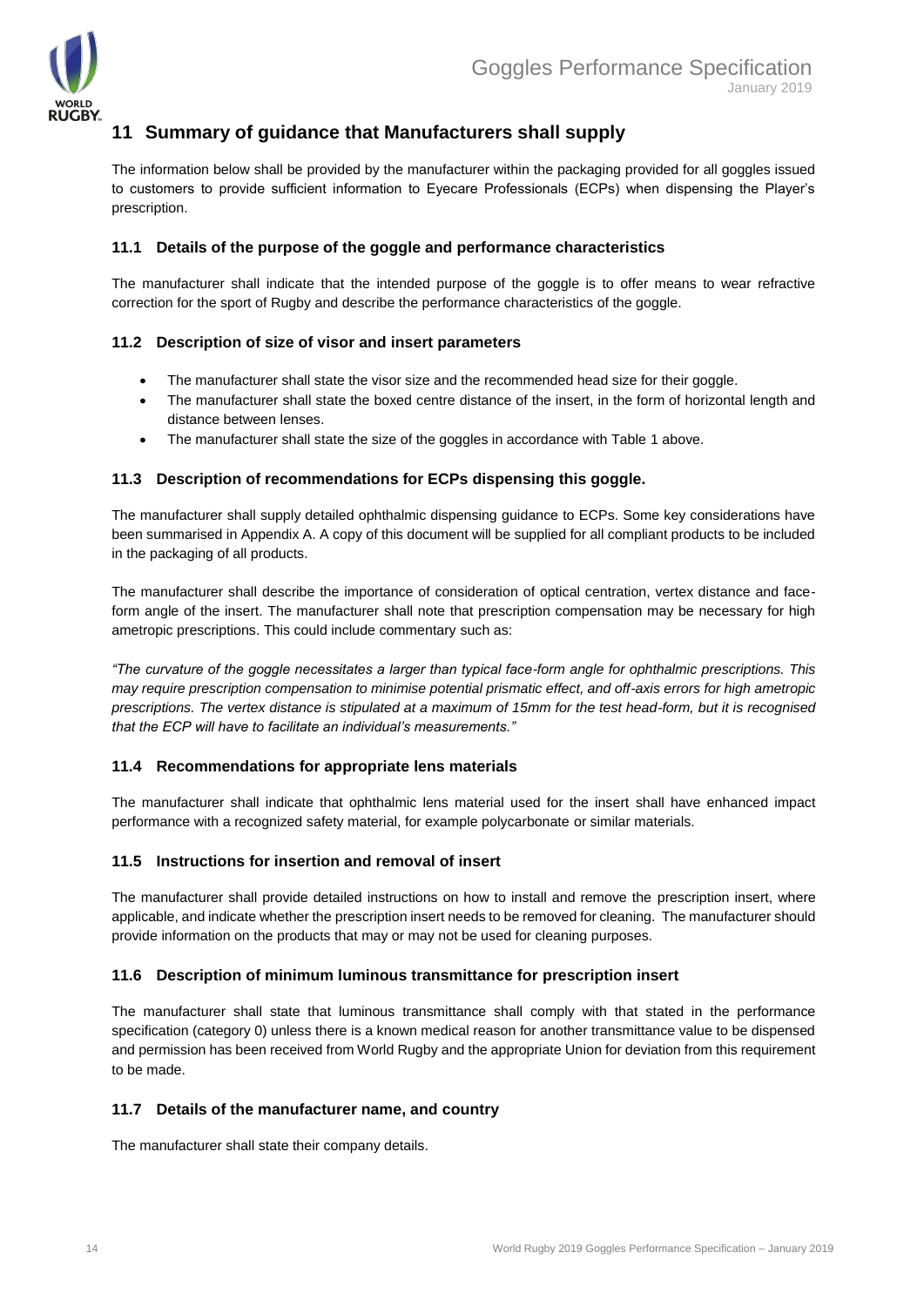## 11 Summary of guidance that Manufacturers shall supply

The information below shall be provided by the manufacturer within the packaging provided for all goggles issued to customers to provide sufficient information to Eyecare Professionals (ECPs) when dispensing the Player's prescription.

### 11.1 Details of the purpose of the goggle and performance characteristics

The manufacturer shall indicate that the intended purpose of the goggle is to offer means to wear refractive correction for the sport of Rugby and describe the performance characteristics of the goggle.

### 11.2 Description of size of visor and insert parameters

- The manufacturer shall state the visor size and the recommended head size for their goggle.
- The manufacturer shall state the boxed centre distance of the insert, in the form of horizontal length and distance between lenses.
- The manufacturer shall state the size of the goggles in accordance with Table 1 above.

### 11.3 Description of recommendations for ECPs dispensing this goggle.

The manufacturer shall supply detailed ophthalmic dispensing guidance to ECPs. Some key considerations have been summarised in Appendix A. A copy of this document will be supplied for all compliant products to be included in the packaging of all products.

The manufacturer shall describe the importance of consideration of optical centration, vertex distance and face-form angle of the insert. The manufacturer shall note that prescription compensation may be necessary for high ametropic prescriptions. This could include commentary such as:

*"The curvature of the goggle necessitates a larger than typical face-form angle for ophthalmic prescriptions. This may require prescription compensation to minimise potential prismatic effect, and off-axis errors for high ametropic prescriptions. The vertex distance is stipulated at a maximum of 15mm for the test head-form, but it is recognised that the ECP will have to facilitate an individual's measurements."*

### 11.4 Recommendations for appropriate lens materials

The manufacturer shall indicate that ophthalmic lens material used for the insert shall have enhanced impact performance with a recognized safety material, for example polycarbonate or similar materials.

### 11.5 Instructions for insertion and removal of insert

The manufacturer shall provide detailed instructions on how to install and remove the prescription insert, where applicable, and indicate whether the prescription insert needs to be removed for cleaning. The manufacturer should provide information on the products that may or may not be used for cleaning purposes.

### 11.6 Description of minimum luminous transmittance for prescription insert

The manufacturer shall state that luminous transmittance shall comply with that stated in the performance specification (category 0) unless there is a known medical reason for another transmittance value to be dispensed and permission has been received from World Rugby and the appropriate Union for deviation from this requirement to be made.

### 11.7 Details of the manufacturer name, and country

The manufacturer shall state their company details.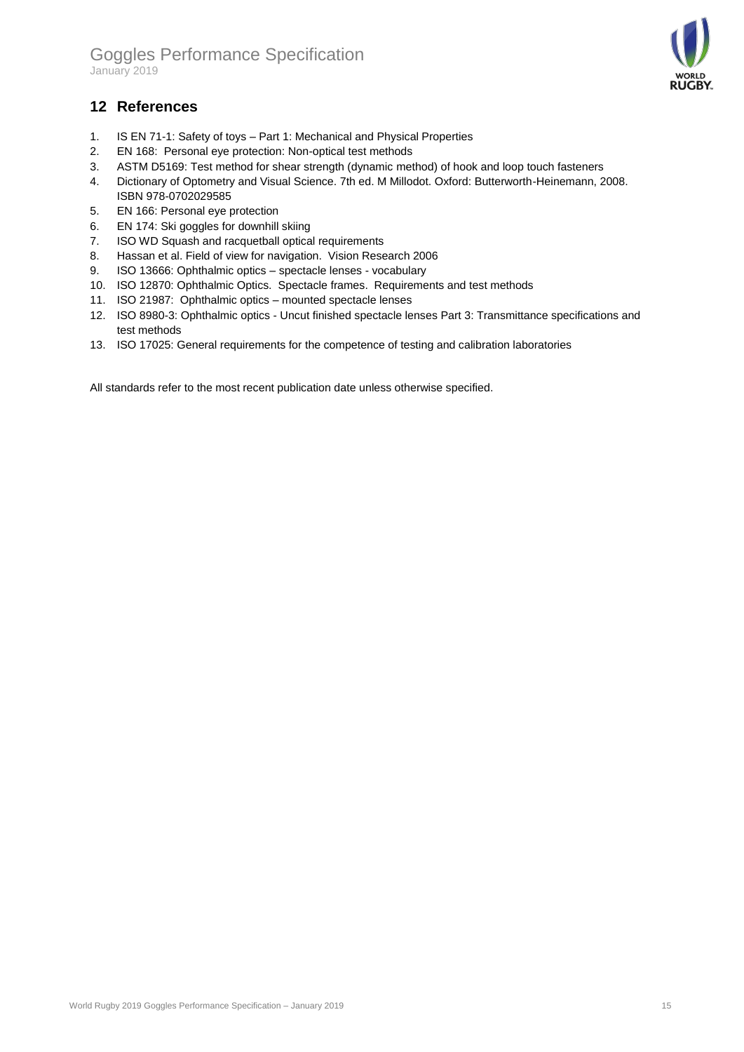## 12 References

1. IS EN 71-1: Safety of toys – Part 1: Mechanical and Physical Properties
2. EN 168: Personal eye protection: Non-optical test methods
3. ASTM D5169: Test method for shear strength (dynamic method) of hook and loop touch fasteners
4. Dictionary of Optometry and Visual Science. 7th ed. M Millodot. Oxford: Butterworth-Heinemann, 2008. ISBN 978-0702029585
5. EN 166: Personal eye protection
6. EN 174: Ski goggles for downhill skiing
7. ISO WD Squash and racquetball optical requirements
8. Hassan et al. Field of view for navigation. Vision Research 2006
9. ISO 13666: Ophthalmic optics – spectacle lenses - vocabulary
10. ISO 12870: Ophthalmic Optics. Spectacle frames. Requirements and test methods
11. ISO 21987: Ophthalmic optics – mounted spectacle lenses
12. ISO 8980-3: Ophthalmic optics - Uncut finished spectacle lenses Part 3: Transmittance specifications and test methods
13. ISO 17025: General requirements for the competence of testing and calibration laboratories

All standards refer to the most recent publication date unless otherwise specified.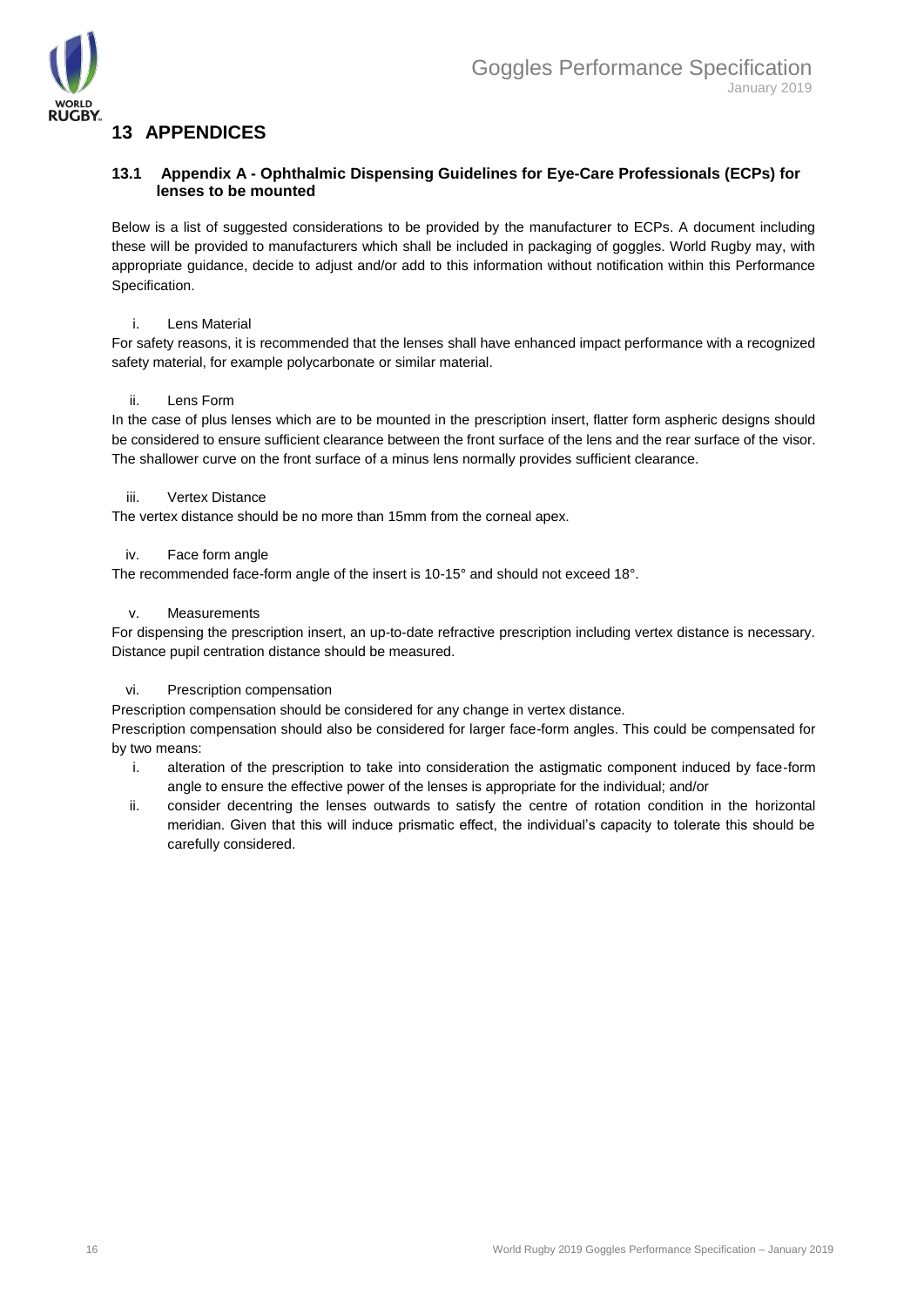# 13 APPENDICES

## 13.1 Appendix A - Ophthalmic Dispensing Guidelines for Eye-Care Professionals (ECPs) for lenses to be mounted

Below is a list of suggested considerations to be provided by the manufacturer to ECPs. A document including these will be provided to manufacturers which shall be included in packaging of goggles. World Rugby may, with appropriate guidance, decide to adjust and/or add to this information without notification within this Performance Specification.

i. Lens Material

For safety reasons, it is recommended that the lenses shall have enhanced impact performance with a recognized safety material, for example polycarbonate or similar material.

ii. Lens Form

In the case of plus lenses which are to be mounted in the prescription insert, flatter form aspheric designs should be considered to ensure sufficient clearance between the front surface of the lens and the rear surface of the visor. The shallower curve on the front surface of a minus lens normally provides sufficient clearance.

iii. Vertex Distance

The vertex distance should be no more than 15mm from the corneal apex.

iv. Face form angle

The recommended face-form angle of the insert is 10-15° and should not exceed 18°.

v. Measurements

For dispensing the prescription insert, an up-to-date refractive prescription including vertex distance is necessary. Distance pupil centration distance should be measured.

vi. Prescription compensation

Prescription compensation should be considered for any change in vertex distance.

Prescription compensation should also be considered for larger face-form angles. This could be compensated for by two means:

i. alteration of the prescription to take into consideration the astigmatic component induced by face-form angle to ensure the effective power of the lenses is appropriate for the individual; and/or
ii. consider decentring the lenses outwards to satisfy the centre of rotation condition in the horizontal meridian. Given that this will induce prismatic effect, the individual's capacity to tolerate this should be carefully considered.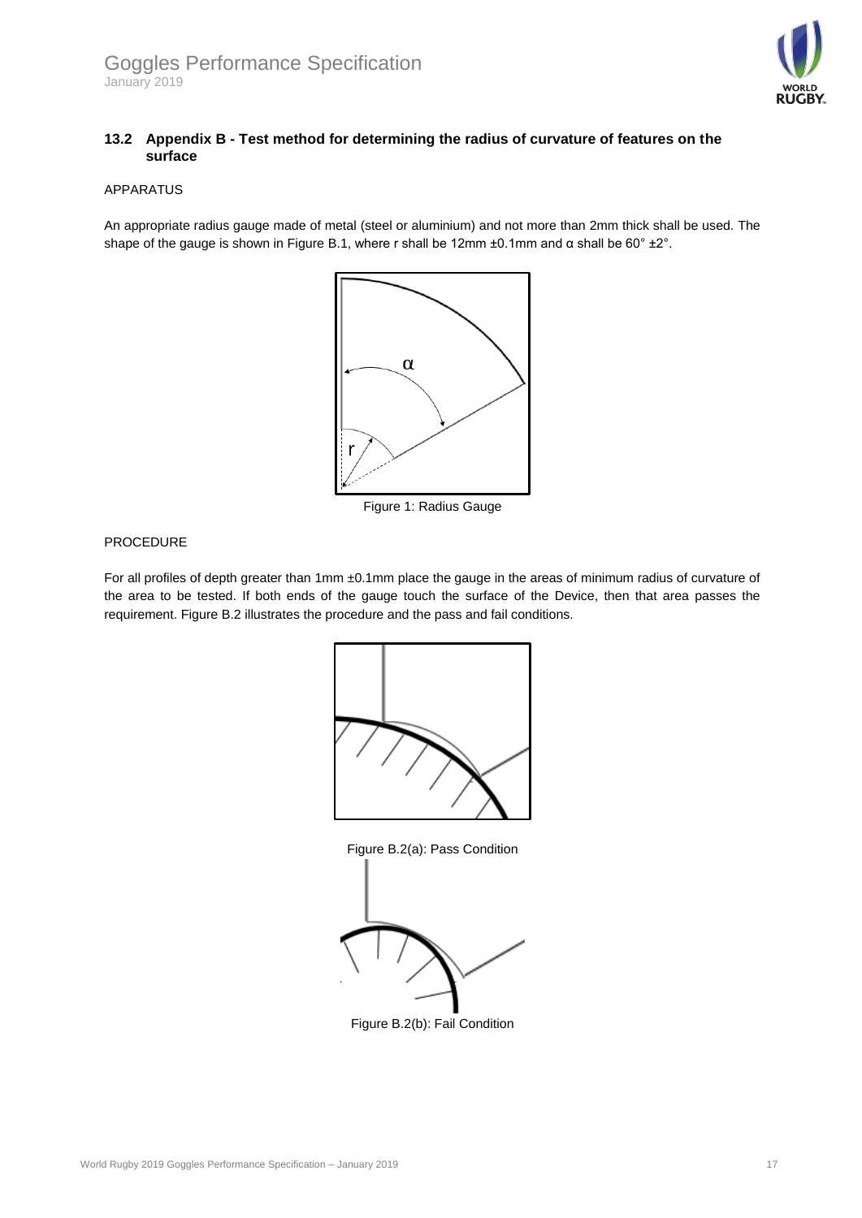### 13.2 Appendix B - Test method for determining the radius of curvature of features on the surface

APPARATUS

An appropriate radius gauge made of metal (steel or aluminium) and not more than 2mm thick shall be used. The shape of the gauge is shown in Figure B.1, where r shall be 12mm ±0.1mm and α shall be 60° ±2°.

Figure 1: Radius Gauge

PROCEDURE

For all profiles of depth greater than 1mm ±0.1mm place the gauge in the areas of minimum radius of curvature of the area to be tested. If both ends of the gauge touch the surface of the Device, then that area passes the requirement. Figure B.2 illustrates the procedure and the pass and fail conditions.

Figure B.2(a): Pass Condition

Figure B.2(b): Fail Condition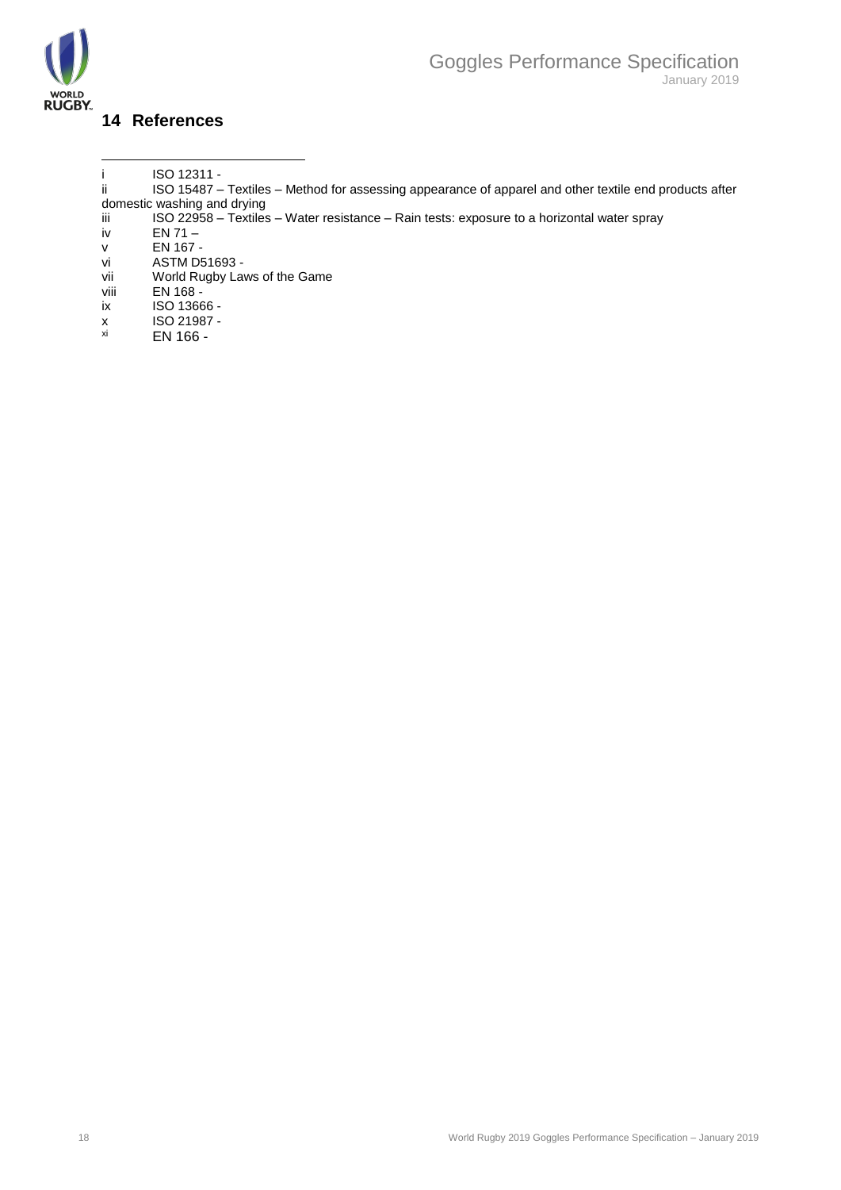## 14 References

---

i ISO 12311 -

ii ISO 15487 – Textiles – Method for assessing appearance of apparel and other textile end products after domestic washing and drying

iii ISO 22958 – Textiles – Water resistance – Rain tests: exposure to a horizontal water spray

iv EN 71 –

v EN 167 -

vi ASTM D51693 -

vii World Rugby Laws of the Game

viii EN 168 -

ix ISO 13666 -

x ISO 21987 -

xi EN 166 -